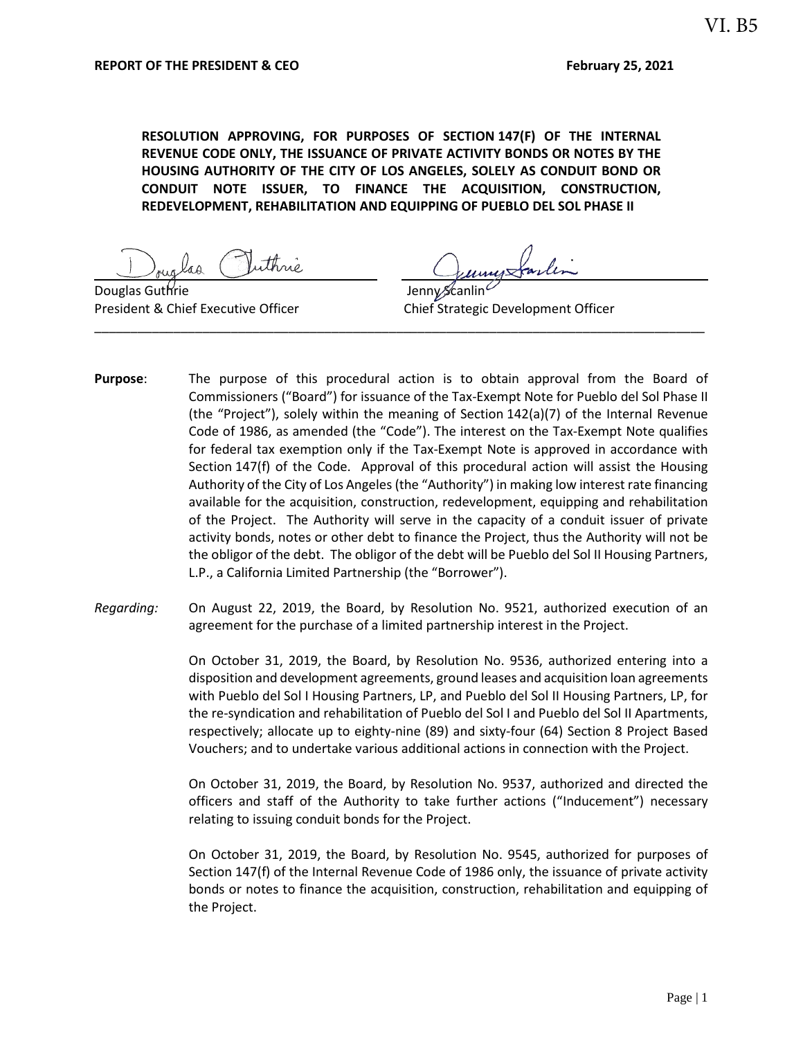VI. B5

**REPORT OF THE PRESIDENT & CEO** **February 25, 2021**

**RESOLUTION APPROVING, FOR PURPOSES OF SECTION 147(F) OF THE INTERNAL REVENUE CODE ONLY, THE ISSUANCE OF PRIVATE ACTIVITY BONDS OR NOTES BY THE HOUSING AUTHORITY OF THE CITY OF LOS ANGELES, SOLELY AS CONDUIT BOND OR CONDUIT NOTE ISSUER, TO FINANCE THE ACQUISITION, CONSTRUCTION, REDEVELOPMENT, REHABILITATION AND EQUIPPING OF PUEBLO DEL SOL PHASE II**

Douglas Guthrie
President & Chief Executive Officer

Jenny Scanlin
Chief Strategic Development Officer

---

**Purpose**: The purpose of this procedural action is to obtain approval from the Board of Commissioners ("Board") for issuance of the Tax-Exempt Note for Pueblo del Sol Phase II (the "Project"), solely within the meaning of Section 142(a)(7) of the Internal Revenue Code of 1986, as amended (the "Code"). The interest on the Tax-Exempt Note qualifies for federal tax exemption only if the Tax-Exempt Note is approved in accordance with Section 147(f) of the Code. Approval of this procedural action will assist the Housing Authority of the City of Los Angeles (the "Authority") in making low interest rate financing available for the acquisition, construction, redevelopment, equipping and rehabilitation of the Project. The Authority will serve in the capacity of a conduit issuer of private activity bonds, notes or other debt to finance the Project, thus the Authority will not be the obligor of the debt. The obligor of the debt will be Pueblo del Sol II Housing Partners, L.P., a California Limited Partnership (the "Borrower").

*Regarding:* On August 22, 2019, the Board, by Resolution No. 9521, authorized execution of an agreement for the purchase of a limited partnership interest in the Project.

On October 31, 2019, the Board, by Resolution No. 9536, authorized entering into a disposition and development agreements, ground leases and acquisition loan agreements with Pueblo del Sol I Housing Partners, LP, and Pueblo del Sol II Housing Partners, LP, for the re-syndication and rehabilitation of Pueblo del Sol I and Pueblo del Sol II Apartments, respectively; allocate up to eighty-nine (89) and sixty-four (64) Section 8 Project Based Vouchers; and to undertake various additional actions in connection with the Project.

On October 31, 2019, the Board, by Resolution No. 9537, authorized and directed the officers and staff of the Authority to take further actions ("Inducement") necessary relating to issuing conduit bonds for the Project.

On October 31, 2019, the Board, by Resolution No. 9545, authorized for purposes of Section 147(f) of the Internal Revenue Code of 1986 only, the issuance of private activity bonds or notes to finance the acquisition, construction, rehabilitation and equipping of the Project.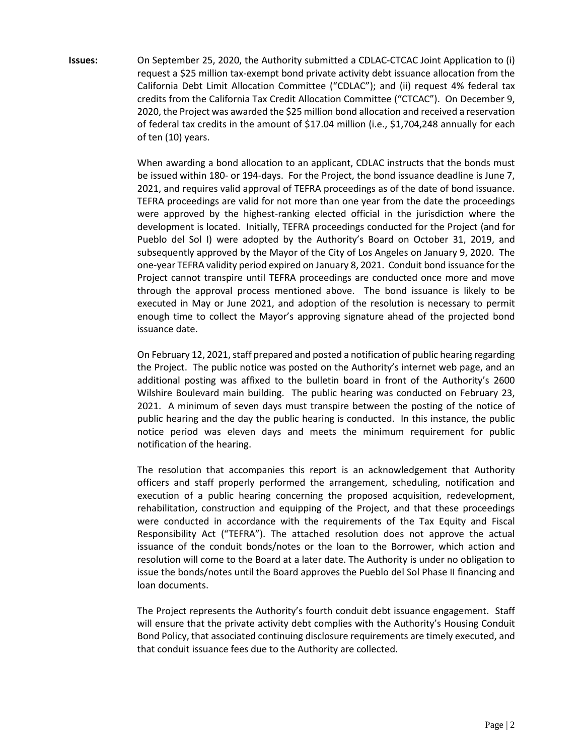**Issues:** On September 25, 2020, the Authority submitted a CDLAC-CTCAC Joint Application to (i) request a $25 million tax-exempt bond private activity debt issuance allocation from the California Debt Limit Allocation Committee ("CDLAC"); and (ii) request 4% federal tax credits from the California Tax Credit Allocation Committee ("CTCAC"). On December 9, 2020, the Project was awarded the $25 million bond allocation and received a reservation of federal tax credits in the amount of $17.04 million (i.e., $1,704,248 annually for each of ten (10) years.

When awarding a bond allocation to an applicant, CDLAC instructs that the bonds must be issued within 180- or 194-days. For the Project, the bond issuance deadline is June 7, 2021, and requires valid approval of TEFRA proceedings as of the date of bond issuance. TEFRA proceedings are valid for not more than one year from the date the proceedings were approved by the highest-ranking elected official in the jurisdiction where the development is located. Initially, TEFRA proceedings conducted for the Project (and for Pueblo del Sol I) were adopted by the Authority's Board on October 31, 2019, and subsequently approved by the Mayor of the City of Los Angeles on January 9, 2020. The one-year TEFRA validity period expired on January 8, 2021. Conduit bond issuance for the Project cannot transpire until TEFRA proceedings are conducted once more and move through the approval process mentioned above. The bond issuance is likely to be executed in May or June 2021, and adoption of the resolution is necessary to permit enough time to collect the Mayor's approving signature ahead of the projected bond issuance date.

On February 12, 2021, staff prepared and posted a notification of public hearing regarding the Project. The public notice was posted on the Authority's internet web page, and an additional posting was affixed to the bulletin board in front of the Authority's 2600 Wilshire Boulevard main building. The public hearing was conducted on February 23, 2021. A minimum of seven days must transpire between the posting of the notice of public hearing and the day the public hearing is conducted. In this instance, the public notice period was eleven days and meets the minimum requirement for public notification of the hearing.

The resolution that accompanies this report is an acknowledgement that Authority officers and staff properly performed the arrangement, scheduling, notification and execution of a public hearing concerning the proposed acquisition, redevelopment, rehabilitation, construction and equipping of the Project, and that these proceedings were conducted in accordance with the requirements of the Tax Equity and Fiscal Responsibility Act ("TEFRA"). The attached resolution does not approve the actual issuance of the conduit bonds/notes or the loan to the Borrower, which action and resolution will come to the Board at a later date. The Authority is under no obligation to issue the bonds/notes until the Board approves the Pueblo del Sol Phase II financing and loan documents.

The Project represents the Authority's fourth conduit debt issuance engagement. Staff will ensure that the private activity debt complies with the Authority's Housing Conduit Bond Policy, that associated continuing disclosure requirements are timely executed, and that conduit issuance fees due to the Authority are collected.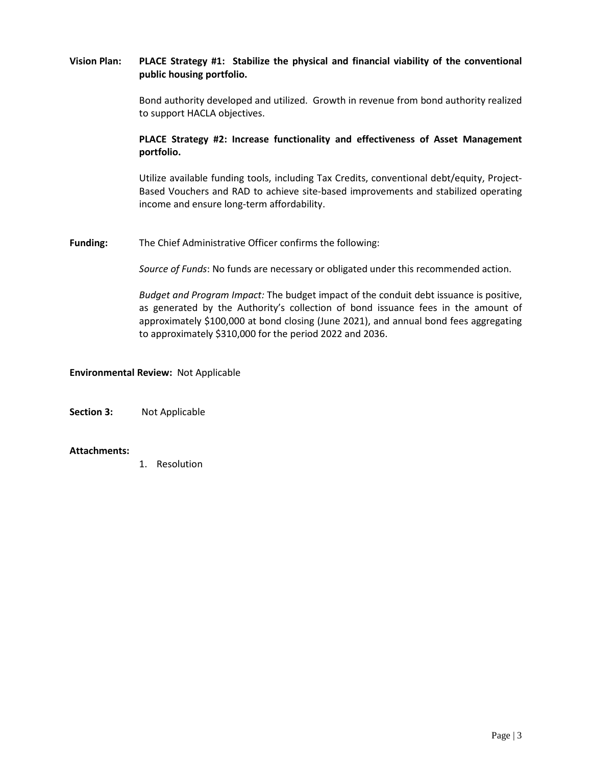**Vision Plan:** **PLACE Strategy #1: Stabilize the physical and financial viability of the conventional public housing portfolio.**

Bond authority developed and utilized. Growth in revenue from bond authority realized to support HACLA objectives.

**PLACE Strategy #2: Increase functionality and effectiveness of Asset Management portfolio.**

Utilize available funding tools, including Tax Credits, conventional debt/equity, Project-Based Vouchers and RAD to achieve site-based improvements and stabilized operating income and ensure long-term affordability.

**Funding:** The Chief Administrative Officer confirms the following:

*Source of Funds*: No funds are necessary or obligated under this recommended action.

*Budget and Program Impact:* The budget impact of the conduit debt issuance is positive, as generated by the Authority's collection of bond issuance fees in the amount of approximately $100,000 at bond closing (June 2021), and annual bond fees aggregating to approximately $310,000 for the period 2022 and 2036.

**Environmental Review:** Not Applicable

**Section 3:** Not Applicable

**Attachments:**

1. Resolution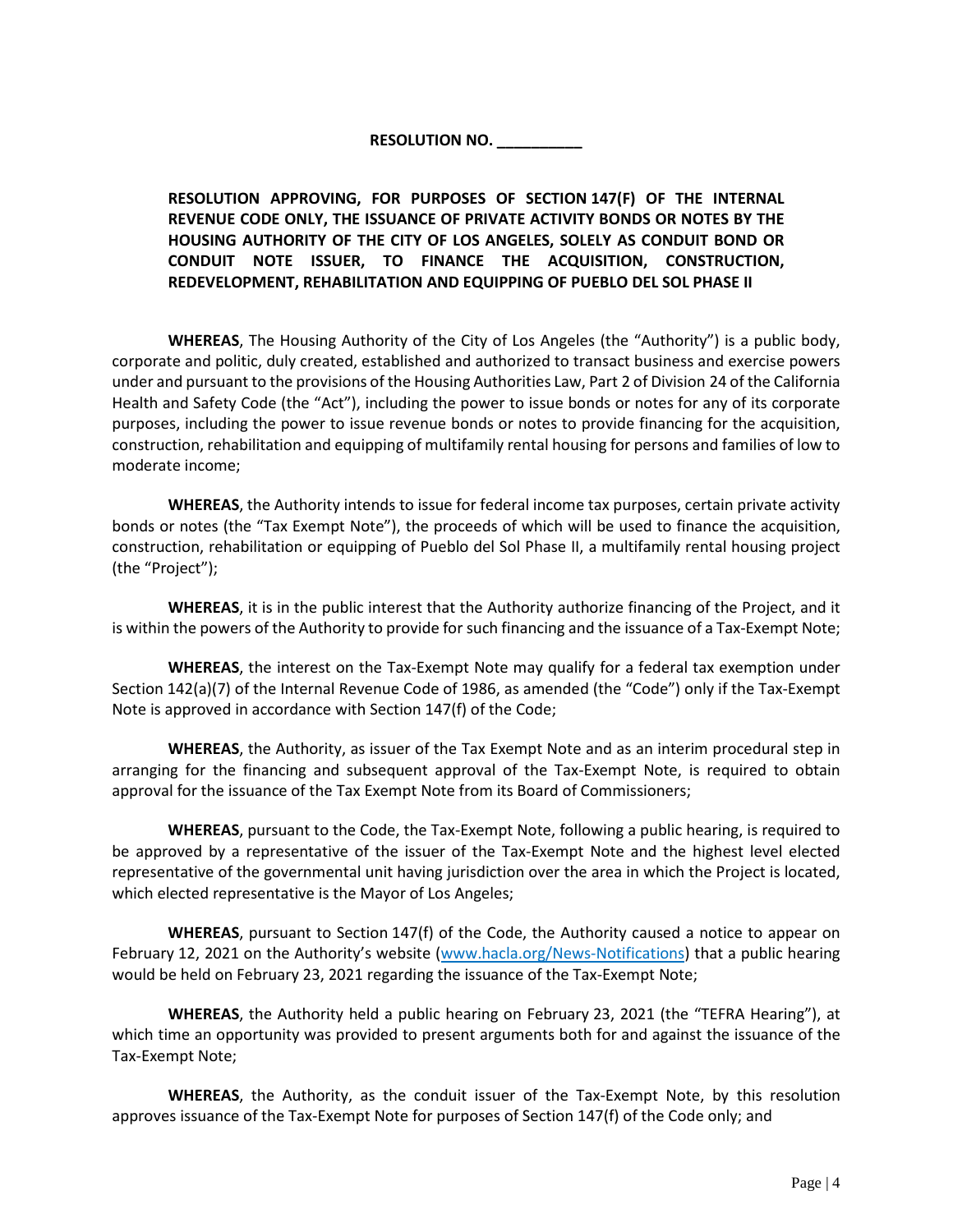**RESOLUTION NO. __________**

**RESOLUTION APPROVING, FOR PURPOSES OF SECTION 147(F) OF THE INTERNAL REVENUE CODE ONLY, THE ISSUANCE OF PRIVATE ACTIVITY BONDS OR NOTES BY THE HOUSING AUTHORITY OF THE CITY OF LOS ANGELES, SOLELY AS CONDUIT BOND OR CONDUIT NOTE ISSUER, TO FINANCE THE ACQUISITION, CONSTRUCTION, REDEVELOPMENT, REHABILITATION AND EQUIPPING OF PUEBLO DEL SOL PHASE II**

**WHEREAS**, The Housing Authority of the City of Los Angeles (the "Authority") is a public body, corporate and politic, duly created, established and authorized to transact business and exercise powers under and pursuant to the provisions of the Housing Authorities Law, Part 2 of Division 24 of the California Health and Safety Code (the "Act"), including the power to issue bonds or notes for any of its corporate purposes, including the power to issue revenue bonds or notes to provide financing for the acquisition, construction, rehabilitation and equipping of multifamily rental housing for persons and families of low to moderate income;

**WHEREAS**, the Authority intends to issue for federal income tax purposes, certain private activity bonds or notes (the "Tax Exempt Note"), the proceeds of which will be used to finance the acquisition, construction, rehabilitation or equipping of Pueblo del Sol Phase II, a multifamily rental housing project (the "Project");

**WHEREAS**, it is in the public interest that the Authority authorize financing of the Project, and it is within the powers of the Authority to provide for such financing and the issuance of a Tax-Exempt Note;

**WHEREAS**, the interest on the Tax-Exempt Note may qualify for a federal tax exemption under Section 142(a)(7) of the Internal Revenue Code of 1986, as amended (the "Code") only if the Tax-Exempt Note is approved in accordance with Section 147(f) of the Code;

**WHEREAS**, the Authority, as issuer of the Tax Exempt Note and as an interim procedural step in arranging for the financing and subsequent approval of the Tax-Exempt Note, is required to obtain approval for the issuance of the Tax Exempt Note from its Board of Commissioners;

**WHEREAS**, pursuant to the Code, the Tax-Exempt Note, following a public hearing, is required to be approved by a representative of the issuer of the Tax-Exempt Note and the highest level elected representative of the governmental unit having jurisdiction over the area in which the Project is located, which elected representative is the Mayor of Los Angeles;

**WHEREAS**, pursuant to Section 147(f) of the Code, the Authority caused a notice to appear on February 12, 2021 on the Authority's website ([www.hacla.org/News-Notifications](www.hacla.org/News-Notifications)) that a public hearing would be held on February 23, 2021 regarding the issuance of the Tax-Exempt Note;

**WHEREAS**, the Authority held a public hearing on February 23, 2021 (the "TEFRA Hearing"), at which time an opportunity was provided to present arguments both for and against the issuance of the Tax-Exempt Note;

**WHEREAS**, the Authority, as the conduit issuer of the Tax-Exempt Note, by this resolution approves issuance of the Tax-Exempt Note for purposes of Section 147(f) of the Code only; and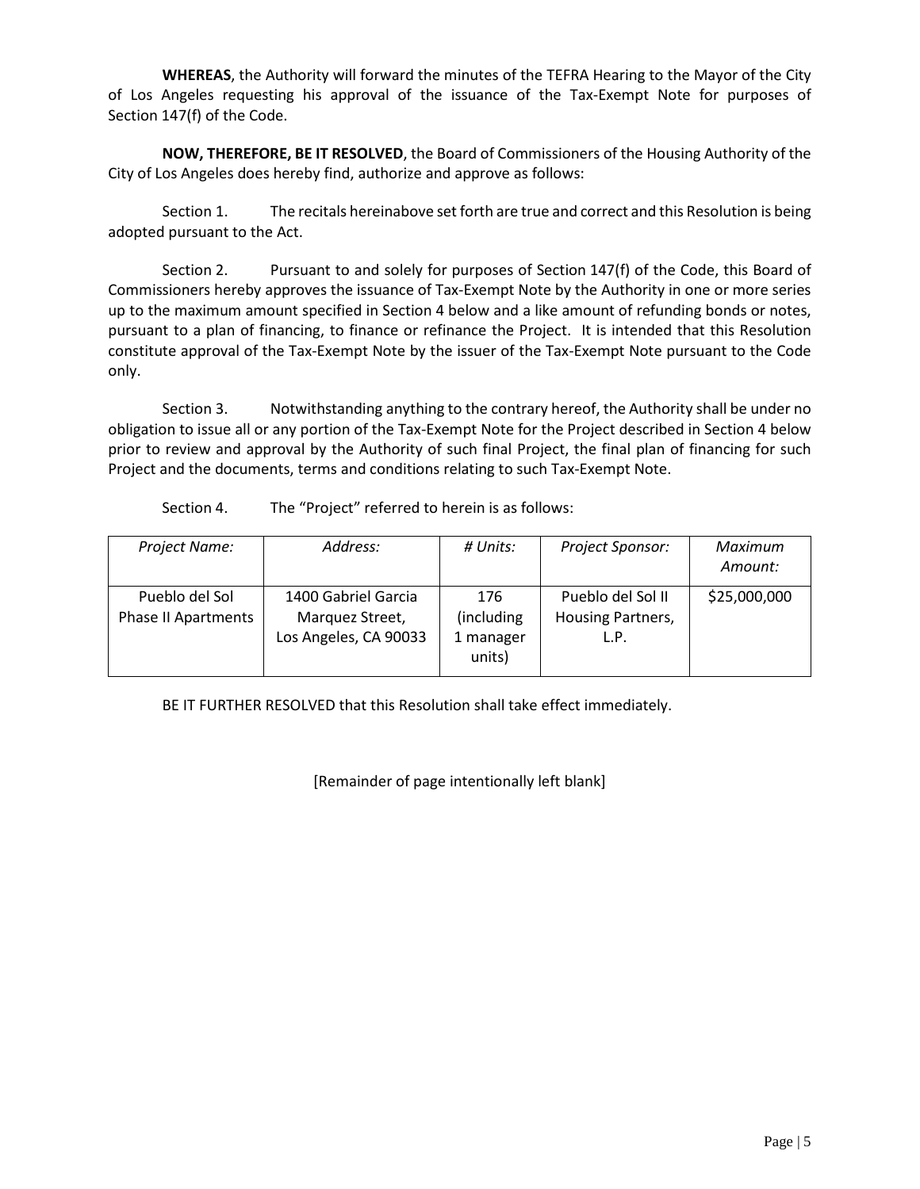**WHEREAS**, the Authority will forward the minutes of the TEFRA Hearing to the Mayor of the City of Los Angeles requesting his approval of the issuance of the Tax-Exempt Note for purposes of Section 147(f) of the Code.

**NOW, THEREFORE, BE IT RESOLVED**, the Board of Commissioners of the Housing Authority of the City of Los Angeles does hereby find, authorize and approve as follows:

Section 1. The recitals hereinabove set forth are true and correct and this Resolution is being adopted pursuant to the Act.

Section 2. Pursuant to and solely for purposes of Section 147(f) of the Code, this Board of Commissioners hereby approves the issuance of Tax-Exempt Note by the Authority in one or more series up to the maximum amount specified in Section 4 below and a like amount of refunding bonds or notes, pursuant to a plan of financing, to finance or refinance the Project. It is intended that this Resolution constitute approval of the Tax-Exempt Note by the issuer of the Tax-Exempt Note pursuant to the Code only.

Section 3. Notwithstanding anything to the contrary hereof, the Authority shall be under no obligation to issue all or any portion of the Tax-Exempt Note for the Project described in Section 4 below prior to review and approval by the Authority of such final Project, the final plan of financing for such Project and the documents, terms and conditions relating to such Tax-Exempt Note.

Section 4. The "Project" referred to herein is as follows:

| *Project Name:* | *Address:* | *# Units:* | *Project Sponsor:* | *Maximum Amount:* |
|---|---|---|---|---|
| Pueblo del Sol Phase II Apartments | 1400 Gabriel Garcia Marquez Street, Los Angeles, CA 90033 | 176 (including 1 manager units) | Pueblo del Sol II Housing Partners, L.P. | $25,000,000 |

BE IT FURTHER RESOLVED that this Resolution shall take effect immediately.

[Remainder of page intentionally left blank]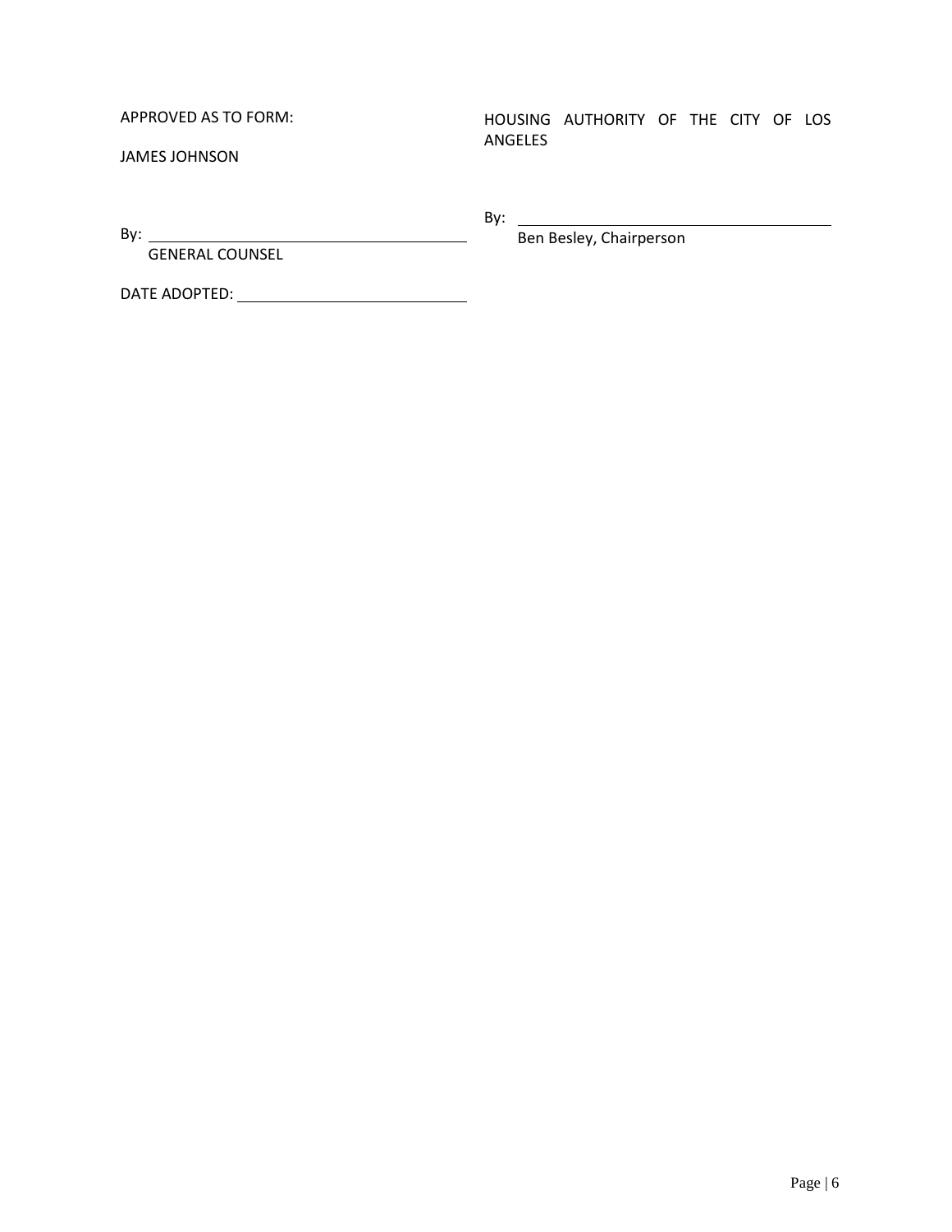APPROVED AS TO FORM:

JAMES JOHNSON

By: ______________________________
GENERAL COUNSEL

DATE ADOPTED: ______________________

HOUSING AUTHORITY OF THE CITY OF LOS ANGELES

By: ______________________________
Ben Besley, Chairperson